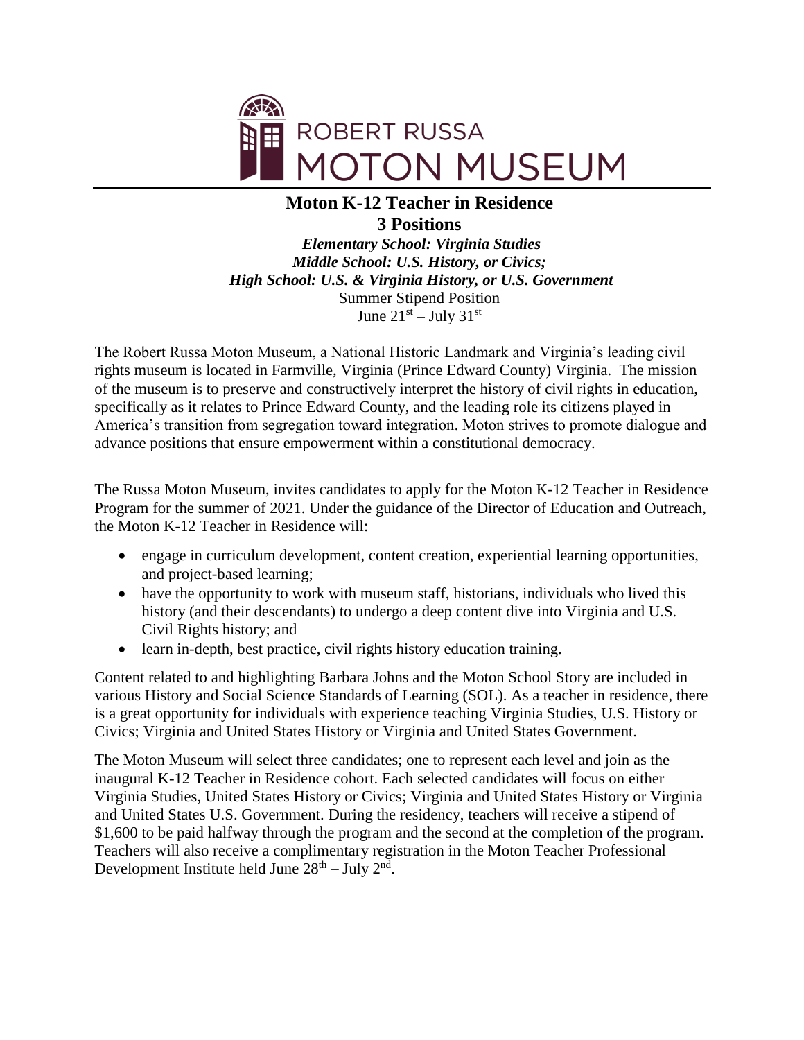# ROBERT RUSSA MOTON MUSEUM

## Moton K-12 Teacher in Residence

**3 Positions**

***Elementary School: Virginia Studies***
***Middle School: U.S. History, or Civics;***
***High School: U.S. & Virginia History, or U.S. Government***

Summer Stipend Position
June 21st – July 31st

The Robert Russa Moton Museum, a National Historic Landmark and Virginia's leading civil rights museum is located in Farmville, Virginia (Prince Edward County) Virginia. The mission of the museum is to preserve and constructively interpret the history of civil rights in education, specifically as it relates to Prince Edward County, and the leading role its citizens played in America's transition from segregation toward integration. Moton strives to promote dialogue and advance positions that ensure empowerment within a constitutional democracy.

The Russa Moton Museum, invites candidates to apply for the Moton K-12 Teacher in Residence Program for the summer of 2021. Under the guidance of the Director of Education and Outreach, the Moton K-12 Teacher in Residence will:

- engage in curriculum development, content creation, experiential learning opportunities, and project-based learning;
- have the opportunity to work with museum staff, historians, individuals who lived this history (and their descendants) to undergo a deep content dive into Virginia and U.S. Civil Rights history; and
- learn in-depth, best practice, civil rights history education training.

Content related to and highlighting Barbara Johns and the Moton School Story are included in various History and Social Science Standards of Learning (SOL). As a teacher in residence, there is a great opportunity for individuals with experience teaching Virginia Studies, U.S. History or Civics; Virginia and United States History or Virginia and United States Government.

The Moton Museum will select three candidates; one to represent each level and join as the inaugural K-12 Teacher in Residence cohort. Each selected candidates will focus on either Virginia Studies, United States History or Civics; Virginia and United States History or Virginia and United States U.S. Government. During the residency, teachers will receive a stipend of $1,600 to be paid halfway through the program and the second at the completion of the program. Teachers will also receive a complimentary registration in the Moton Teacher Professional Development Institute held June 28th – July 2nd.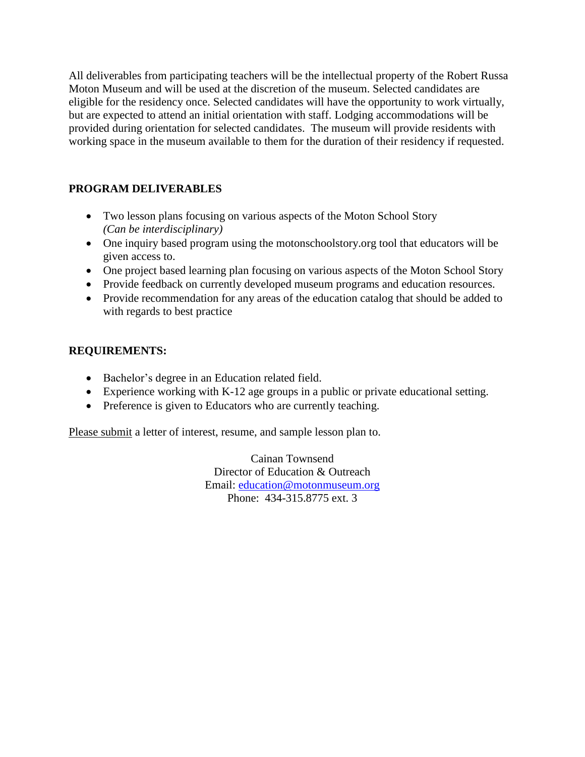All deliverables from participating teachers will be the intellectual property of the Robert Russa Moton Museum and will be used at the discretion of the museum. Selected candidates are eligible for the residency once. Selected candidates will have the opportunity to work virtually, but are expected to attend an initial orientation with staff. Lodging accommodations will be provided during orientation for selected candidates. The museum will provide residents with working space in the museum available to them for the duration of their residency if requested.

**PROGRAM DELIVERABLES**

- Two lesson plans focusing on various aspects of the Moton School Story *(Can be interdisciplinary)*
- One inquiry based program using the motonschoolstory.org tool that educators will be given access to.
- One project based learning plan focusing on various aspects of the Moton School Story
- Provide feedback on currently developed museum programs and education resources.
- Provide recommendation for any areas of the education catalog that should be added to with regards to best practice

**REQUIREMENTS:**

- Bachelor's degree in an Education related field.
- Experience working with K-12 age groups in a public or private educational setting.
- Preference is given to Educators who are currently teaching.

Please submit a letter of interest, resume, and sample lesson plan to.

Cainan Townsend
Director of Education & Outreach
Email: education@motonmuseum.org
Phone: 434-315.8775 ext. 3